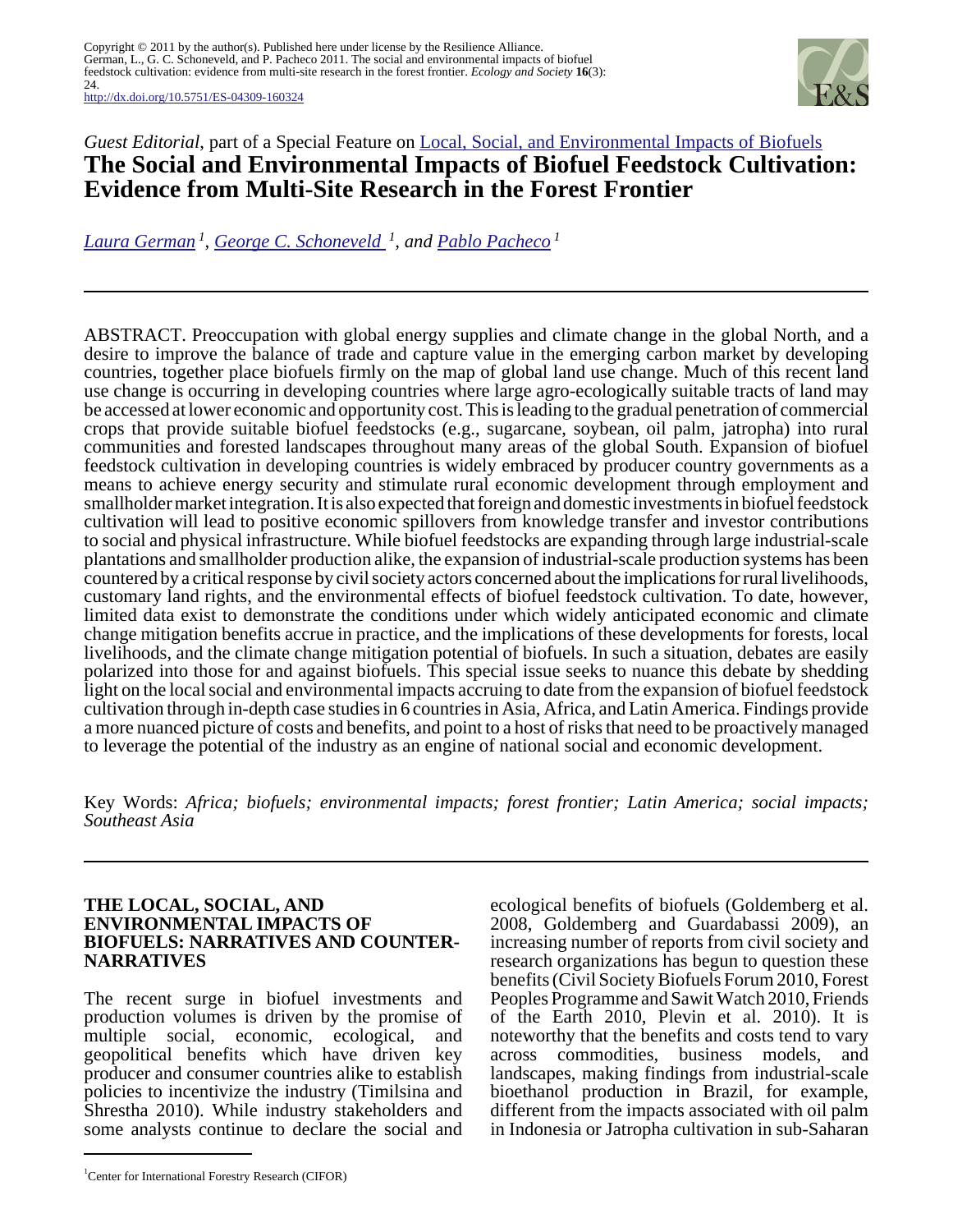Copyright © 2011 by the author(s). Published here under license by the Resilience Alliance.
German, L., G. C. Schoneveld, and P. Pacheco 2011. The social and environmental impacts of biofuel feedstock cultivation: evidence from multi-site research in the forest frontier. *Ecology and Society* **16**(3): 24.
http://dx.doi.org/10.5751/ES-04309-160324

*Guest Editorial*, part of a Special Feature on Local, Social, and Environmental Impacts of Biofuels

# The Social and Environmental Impacts of Biofuel Feedstock Cultivation: Evidence from Multi-Site Research in the Forest Frontier

*Laura German [1], George C. Schoneveld [1], and Pablo Pacheco [1]*

ABSTRACT. Preoccupation with global energy supplies and climate change in the global North, and a desire to improve the balance of trade and capture value in the emerging carbon market by developing countries, together place biofuels firmly on the map of global land use change. Much of this recent land use change is occurring in developing countries where large agro-ecologically suitable tracts of land may be accessed at lower economic and opportunity cost. This is leading to the gradual penetration of commercial crops that provide suitable biofuel feedstocks (e.g., sugarcane, soybean, oil palm, jatropha) into rural communities and forested landscapes throughout many areas of the global South. Expansion of biofuel feedstock cultivation in developing countries is widely embraced by producer country governments as a means to achieve energy security and stimulate rural economic development through employment and smallholder market integration. It is also expected that foreign and domestic investments in biofuel feedstock cultivation will lead to positive economic spillovers from knowledge transfer and investor contributions to social and physical infrastructure. While biofuel feedstocks are expanding through large industrial-scale plantations and smallholder production alike, the expansion of industrial-scale production systems has been countered by a critical response by civil society actors concerned about the implications for rural livelihoods, customary land rights, and the environmental effects of biofuel feedstock cultivation. To date, however, limited data exist to demonstrate the conditions under which widely anticipated economic and climate change mitigation benefits accrue in practice, and the implications of these developments for forests, local livelihoods, and the climate change mitigation potential of biofuels. In such a situation, debates are easily polarized into those for and against biofuels. This special issue seeks to nuance this debate by shedding light on the local social and environmental impacts accruing to date from the expansion of biofuel feedstock cultivation through in-depth case studies in 6 countries in Asia, Africa, and Latin America. Findings provide a more nuanced picture of costs and benefits, and point to a host of risks that need to be proactively managed to leverage the potential of the industry as an engine of national social and economic development.

Key Words: *Africa; biofuels; environmental impacts; forest frontier; Latin America; social impacts; Southeast Asia*

## THE LOCAL, SOCIAL, AND ENVIRONMENTAL IMPACTS OF BIOFUELS: NARRATIVES AND COUNTER-NARRATIVES

The recent surge in biofuel investments and production volumes is driven by the promise of multiple social, economic, ecological, and geopolitical benefits which have driven key producer and consumer countries alike to establish policies to incentivize the industry (Timilsina and Shrestha 2010). While industry stakeholders and some analysts continue to declare the social and ecological benefits of biofuels (Goldemberg et al. 2008, Goldemberg and Guardabassi 2009), an increasing number of reports from civil society and research organizations has begun to question these benefits (Civil Society Biofuels Forum 2010, Forest Peoples Programme and Sawit Watch 2010, Friends of the Earth 2010, Plevin et al. 2010). It is noteworthy that the benefits and costs tend to vary across commodities, business models, and landscapes, making findings from industrial-scale bioethanol production in Brazil, for example, different from the impacts associated with oil palm in Indonesia or Jatropha cultivation in sub-Saharan

[1] Center for International Forestry Research (CIFOR)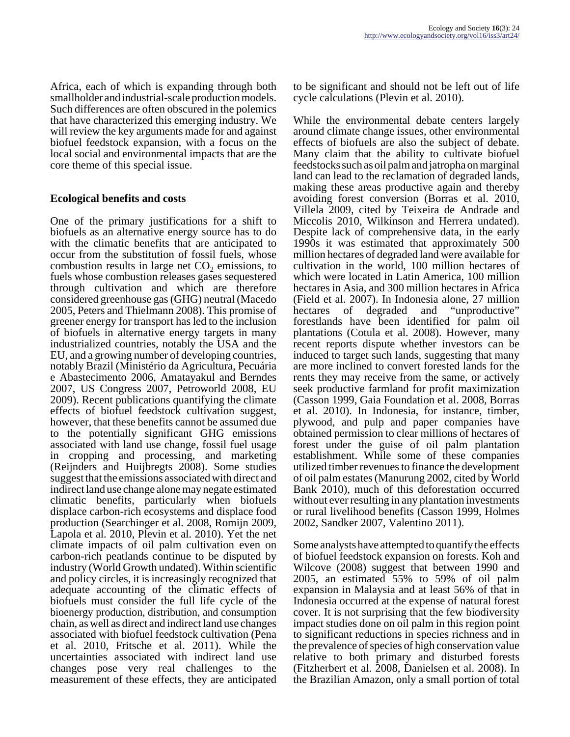Africa, each of which is expanding through both smallholder and industrial-scale production models. Such differences are often obscured in the polemics that have characterized this emerging industry. We will review the key arguments made for and against biofuel feedstock expansion, with a focus on the local social and environmental impacts that are the core theme of this special issue.

## Ecological benefits and costs

One of the primary justifications for a shift to biofuels as an alternative energy source has to do with the climatic benefits that are anticipated to occur from the substitution of fossil fuels, whose combustion results in large net $CO_2$ emissions, to fuels whose combustion releases gases sequestered through cultivation and which are therefore considered greenhouse gas (GHG) neutral (Macedo 2005, Peters and Thielmann 2008). This promise of greener energy for transport has led to the inclusion of biofuels in alternative energy targets in many industrialized countries, notably the USA and the EU, and a growing number of developing countries, notably Brazil (Ministério da Agricultura, Pecuária e Abastecimento 2006, Amatayakul and Berndes 2007, US Congress 2007, Petroworld 2008, EU 2009). Recent publications quantifying the climate effects of biofuel feedstock cultivation suggest, however, that these benefits cannot be assumed due to the potentially significant GHG emissions associated with land use change, fossil fuel usage in cropping and processing, and marketing (Reijnders and Huijbregts 2008). Some studies suggest that the emissions associated with direct and indirect land use change alone may negate estimated climatic benefits, particularly when biofuels displace carbon-rich ecosystems and displace food production (Searchinger et al. 2008, Romijn 2009, Lapola et al. 2010, Plevin et al. 2010). Yet the net climate impacts of oil palm cultivation even on carbon-rich peatlands continue to be disputed by industry (World Growth undated). Within scientific and policy circles, it is increasingly recognized that adequate accounting of the climatic effects of biofuels must consider the full life cycle of the bioenergy production, distribution, and consumption chain, as well as direct and indirect land use changes associated with biofuel feedstock cultivation (Pena et al. 2010, Fritsche et al. 2011). While the uncertainties associated with indirect land use changes pose very real challenges to the measurement of these effects, they are anticipated to be significant and should not be left out of life cycle calculations (Plevin et al. 2010).

While the environmental debate centers largely around climate change issues, other environmental effects of biofuels are also the subject of debate. Many claim that the ability to cultivate biofuel feedstocks such as oil palm and jatropha on marginal land can lead to the reclamation of degraded lands, making these areas productive again and thereby avoiding forest conversion (Borras et al. 2010, Villela 2009, cited by Teixeira de Andrade and Miccolis 2010, Wilkinson and Herrera undated). Despite lack of comprehensive data, in the early 1990s it was estimated that approximately 500 million hectares of degraded land were available for cultivation in the world, 100 million hectares of which were located in Latin America, 100 million hectares in Asia, and 300 million hectares in Africa (Field et al. 2007). In Indonesia alone, 27 million hectares of degraded and "unproductive" forestlands have been identified for palm oil plantations (Cotula et al. 2008). However, many recent reports dispute whether investors can be induced to target such lands, suggesting that many are more inclined to convert forested lands for the rents they may receive from the same, or actively seek productive farmland for profit maximization (Casson 1999, Gaia Foundation et al. 2008, Borras et al. 2010). In Indonesia, for instance, timber, plywood, and pulp and paper companies have obtained permission to clear millions of hectares of forest under the guise of oil palm plantation establishment. While some of these companies utilized timber revenues to finance the development of oil palm estates (Manurung 2002, cited by World Bank 2010), much of this deforestation occurred without ever resulting in any plantation investments or rural livelihood benefits (Casson 1999, Holmes 2002, Sandker 2007, Valentino 2011).

Some analysts have attempted to quantify the effects of biofuel feedstock expansion on forests. Koh and Wilcove (2008) suggest that between 1990 and 2005, an estimated 55% to 59% of oil palm expansion in Malaysia and at least 56% of that in Indonesia occurred at the expense of natural forest cover. It is not surprising that the few biodiversity impact studies done on oil palm in this region point to significant reductions in species richness and in the prevalence of species of high conservation value relative to both primary and disturbed forests (Fitzherbert et al. 2008, Danielsen et al. 2008). In the Brazilian Amazon, only a small portion of total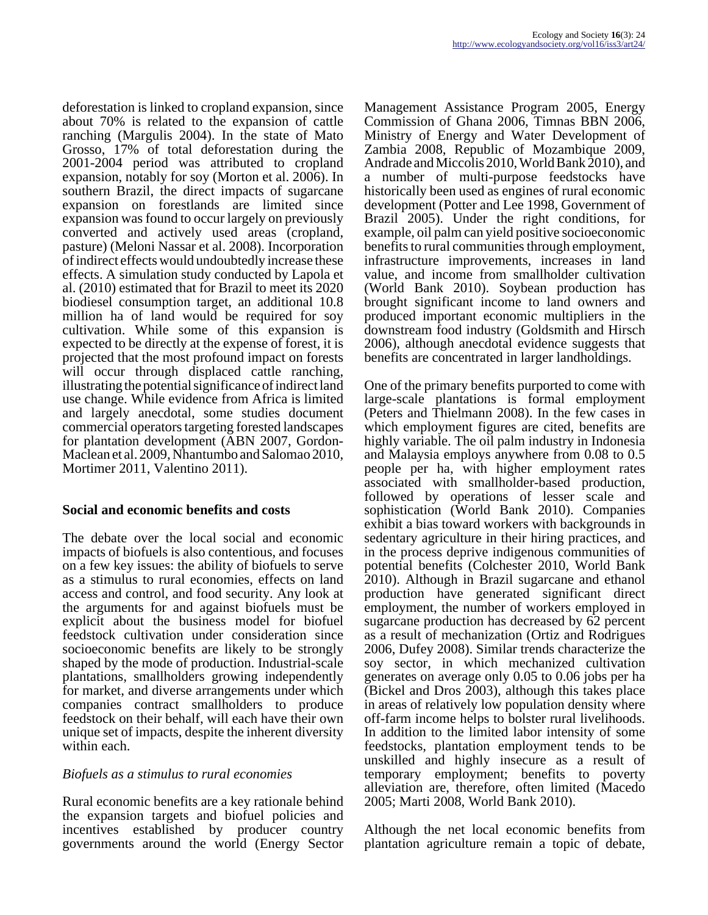deforestation is linked to cropland expansion, since about 70% is related to the expansion of cattle ranching (Margulis 2004). In the state of Mato Grosso, 17% of total deforestation during the 2001-2004 period was attributed to cropland expansion, notably for soy (Morton et al. 2006). In southern Brazil, the direct impacts of sugarcane expansion on forestlands are limited since expansion was found to occur largely on previously converted and actively used areas (cropland, pasture) (Meloni Nassar et al. 2008). Incorporation of indirect effects would undoubtedly increase these effects. A simulation study conducted by Lapola et al. (2010) estimated that for Brazil to meet its 2020 biodiesel consumption target, an additional 10.8 million ha of land would be required for soy cultivation. While some of this expansion is expected to be directly at the expense of forest, it is projected that the most profound impact on forests will occur through displaced cattle ranching, illustrating the potential significance of indirect land use change. While evidence from Africa is limited and largely anecdotal, some studies document commercial operators targeting forested landscapes for plantation development (ABN 2007, Gordon-Maclean et al. 2009, Nhantumbo and Salomao 2010, Mortimer 2011, Valentino 2011).

## Social and economic benefits and costs

The debate over the local social and economic impacts of biofuels is also contentious, and focuses on a few key issues: the ability of biofuels to serve as a stimulus to rural economies, effects on land access and control, and food security. Any look at the arguments for and against biofuels must be explicit about the business model for biofuel feedstock cultivation under consideration since socioeconomic benefits are likely to be strongly shaped by the mode of production. Industrial-scale plantations, smallholders growing independently for market, and diverse arrangements under which companies contract smallholders to produce feedstock on their behalf, will each have their own unique set of impacts, despite the inherent diversity within each.

### *Biofuels as a stimulus to rural economies*

Rural economic benefits are a key rationale behind the expansion targets and biofuel policies and incentives established by producer country governments around the world (Energy Sector Management Assistance Program 2005, Energy Commission of Ghana 2006, Timnas BBN 2006, Ministry of Energy and Water Development of Zambia 2008, Republic of Mozambique 2009, Andrade and Miccolis 2010, World Bank 2010), and a number of multi-purpose feedstocks have historically been used as engines of rural economic development (Potter and Lee 1998, Government of Brazil 2005). Under the right conditions, for example, oil palm can yield positive socioeconomic benefits to rural communities through employment, infrastructure improvements, increases in land value, and income from smallholder cultivation (World Bank 2010). Soybean production has brought significant income to land owners and produced important economic multipliers in the downstream food industry (Goldsmith and Hirsch 2006), although anecdotal evidence suggests that benefits are concentrated in larger landholdings.

One of the primary benefits purported to come with large-scale plantations is formal employment (Peters and Thielmann 2008). In the few cases in which employment figures are cited, benefits are highly variable. The oil palm industry in Indonesia and Malaysia employs anywhere from 0.08 to 0.5 people per ha, with higher employment rates associated with smallholder-based production, followed by operations of lesser scale and sophistication (World Bank 2010). Companies exhibit a bias toward workers with backgrounds in sedentary agriculture in their hiring practices, and in the process deprive indigenous communities of potential benefits (Colchester 2010, World Bank 2010). Although in Brazil sugarcane and ethanol production have generated significant direct employment, the number of workers employed in sugarcane production has decreased by 62 percent as a result of mechanization (Ortiz and Rodrigues 2006, Dufey 2008). Similar trends characterize the soy sector, in which mechanized cultivation generates on average only 0.05 to 0.06 jobs per ha (Bickel and Dros 2003), although this takes place in areas of relatively low population density where off-farm income helps to bolster rural livelihoods. In addition to the limited labor intensity of some feedstocks, plantation employment tends to be unskilled and highly insecure as a result of temporary employment; benefits to poverty alleviation are, therefore, often limited (Macedo 2005; Marti 2008, World Bank 2010).

Although the net local economic benefits from plantation agriculture remain a topic of debate,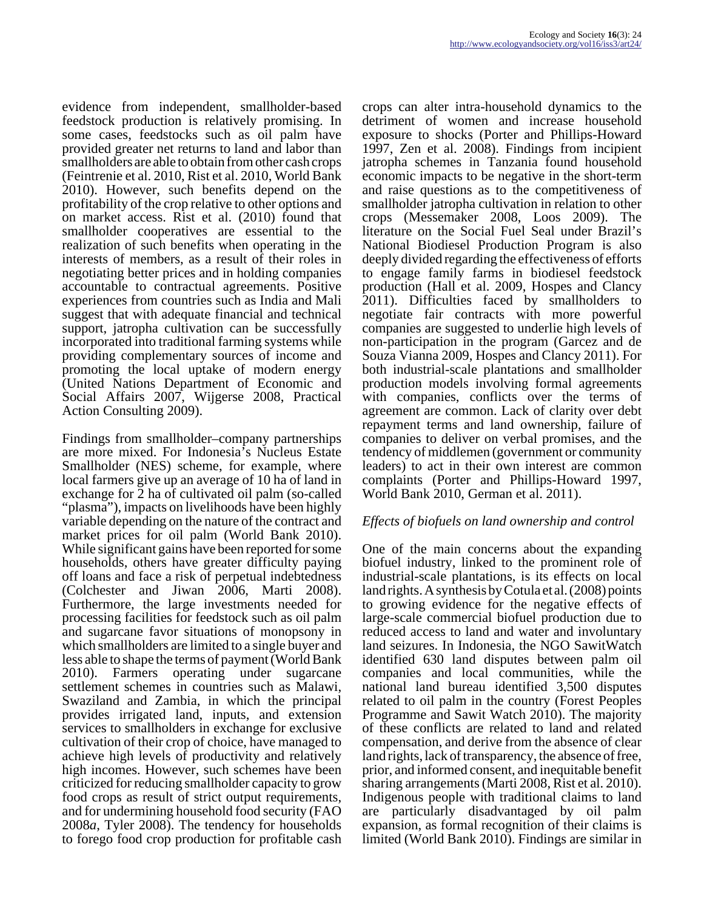evidence from independent, smallholder-based feedstock production is relatively promising. In some cases, feedstocks such as oil palm have provided greater net returns to land and labor than smallholders are able to obtain from other cash crops (Feintrenie et al. 2010, Rist et al. 2010, World Bank 2010). However, such benefits depend on the profitability of the crop relative to other options and on market access. Rist et al. (2010) found that smallholder cooperatives are essential to the realization of such benefits when operating in the interests of members, as a result of their roles in negotiating better prices and in holding companies accountable to contractual agreements. Positive experiences from countries such as India and Mali suggest that with adequate financial and technical support, jatropha cultivation can be successfully incorporated into traditional farming systems while providing complementary sources of income and promoting the local uptake of modern energy (United Nations Department of Economic and Social Affairs 2007, Wijgerse 2008, Practical Action Consulting 2009).

Findings from smallholder–company partnerships are more mixed. For Indonesia's Nucleus Estate Smallholder (NES) scheme, for example, where local farmers give up an average of 10 ha of land in exchange for 2 ha of cultivated oil palm (so-called "plasma"), impacts on livelihoods have been highly variable depending on the nature of the contract and market prices for oil palm (World Bank 2010). While significant gains have been reported for some households, others have greater difficulty paying off loans and face a risk of perpetual indebtedness (Colchester and Jiwan 2006, Marti 2008). Furthermore, the large investments needed for processing facilities for feedstock such as oil palm and sugarcane favor situations of monopsony in which smallholders are limited to a single buyer and less able to shape the terms of payment (World Bank 2010). Farmers operating under sugarcane settlement schemes in countries such as Malawi, Swaziland and Zambia, in which the principal provides irrigated land, inputs, and extension services to smallholders in exchange for exclusive cultivation of their crop of choice, have managed to achieve high levels of productivity and relatively high incomes. However, such schemes have been criticized for reducing smallholder capacity to grow food crops as result of strict output requirements, and for undermining household food security (FAO 2008*a*, Tyler 2008). The tendency for households to forego food crop production for profitable cash crops can alter intra-household dynamics to the detriment of women and increase household exposure to shocks (Porter and Phillips-Howard 1997, Zen et al. 2008). Findings from incipient jatropha schemes in Tanzania found household economic impacts to be negative in the short-term and raise questions as to the competitiveness of smallholder jatropha cultivation in relation to other crops (Messemaker 2008, Loos 2009). The literature on the Social Fuel Seal under Brazil's National Biodiesel Production Program is also deeply divided regarding the effectiveness of efforts to engage family farms in biodiesel feedstock production (Hall et al. 2009, Hospes and Clancy 2011). Difficulties faced by smallholders to negotiate fair contracts with more powerful companies are suggested to underlie high levels of non-participation in the program (Garcez and de Souza Vianna 2009, Hospes and Clancy 2011). For both industrial-scale plantations and smallholder production models involving formal agreements with companies, conflicts over the terms of agreement are common. Lack of clarity over debt repayment terms and land ownership, failure of companies to deliver on verbal promises, and the tendency of middlemen (government or community leaders) to act in their own interest are common complaints (Porter and Phillips-Howard 1997, World Bank 2010, German et al. 2011).

### *Effects of biofuels on land ownership and control*

One of the main concerns about the expanding biofuel industry, linked to the prominent role of industrial-scale plantations, is its effects on local land rights. A synthesis by Cotula et al. (2008) points to growing evidence for the negative effects of large-scale commercial biofuel production due to reduced access to land and water and involuntary land seizures. In Indonesia, the NGO SawitWatch identified 630 land disputes between palm oil companies and local communities, while the national land bureau identified 3,500 disputes related to oil palm in the country (Forest Peoples Programme and Sawit Watch 2010). The majority of these conflicts are related to land and related compensation, and derive from the absence of clear land rights, lack of transparency, the absence of free, prior, and informed consent, and inequitable benefit sharing arrangements (Marti 2008, Rist et al. 2010). Indigenous people with traditional claims to land are particularly disadvantaged by oil palm expansion, as formal recognition of their claims is limited (World Bank 2010). Findings are similar in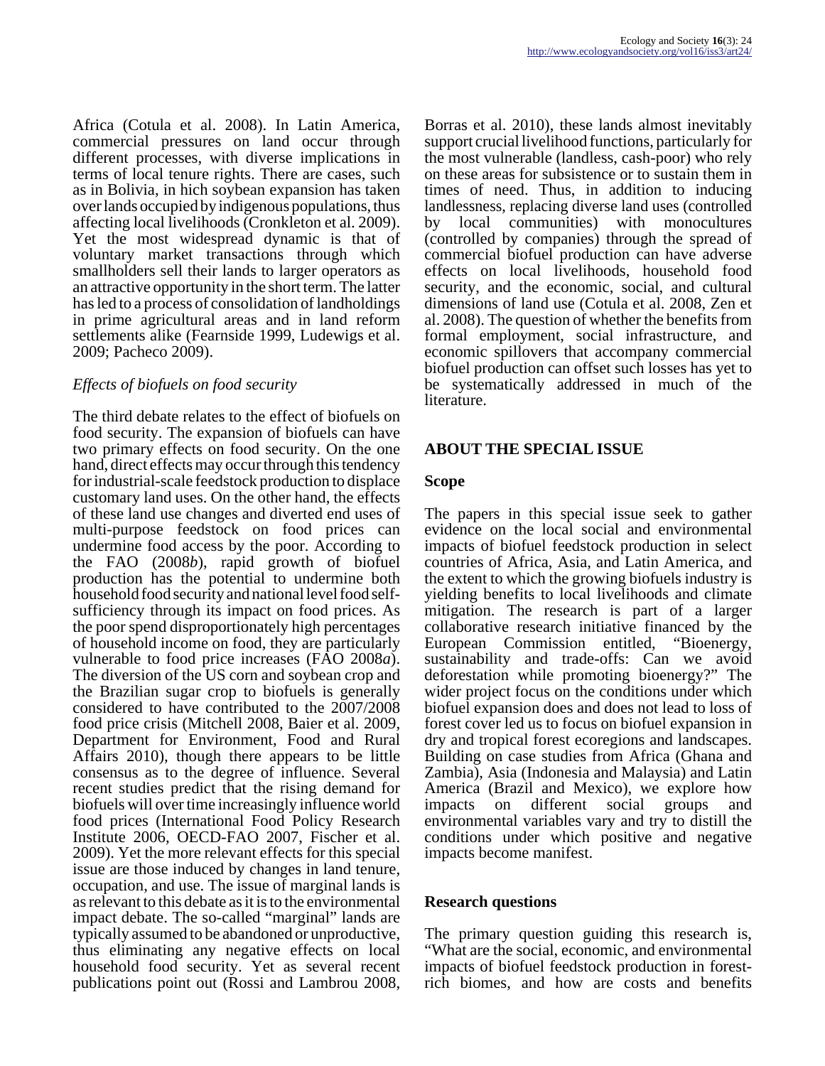Africa (Cotula et al. 2008). In Latin America, commercial pressures on land occur through different processes, with diverse implications in terms of local tenure rights. There are cases, such as in Bolivia, in hich soybean expansion has taken over lands occupied by indigenous populations, thus affecting local livelihoods (Cronkleton et al. 2009). Yet the most widespread dynamic is that of voluntary market transactions through which smallholders sell their lands to larger operators as an attractive opportunity in the short term. The latter has led to a process of consolidation of landholdings in prime agricultural areas and in land reform settlements alike (Fearnside 1999, Ludewigs et al. 2009; Pacheco 2009).

*Effects of biofuels on food security*

The third debate relates to the effect of biofuels on food security. The expansion of biofuels can have two primary effects on food security. On the one hand, direct effects may occur through this tendency for industrial-scale feedstock production to displace customary land uses. On the other hand, the effects of these land use changes and diverted end uses of multi-purpose feedstock on food prices can undermine food access by the poor. According to the FAO (2008*b*), rapid growth of biofuel production has the potential to undermine both household food security and national level food self-sufficiency through its impact on food prices. As the poor spend disproportionately high percentages of household income on food, they are particularly vulnerable to food price increases (FAO 2008*a*). The diversion of the US corn and soybean crop and the Brazilian sugar crop to biofuels is generally considered to have contributed to the 2007/2008 food price crisis (Mitchell 2008, Baier et al. 2009, Department for Environment, Food and Rural Affairs 2010), though there appears to be little consensus as to the degree of influence. Several recent studies predict that the rising demand for biofuels will over time increasingly influence world food prices (International Food Policy Research Institute 2006, OECD-FAO 2007, Fischer et al. 2009). Yet the more relevant effects for this special issue are those induced by changes in land tenure, occupation, and use. The issue of marginal lands is as relevant to this debate as it is to the environmental impact debate. The so-called "marginal" lands are typically assumed to be abandoned or unproductive, thus eliminating any negative effects on local household food security. Yet as several recent publications point out (Rossi and Lambrou 2008, Borras et al. 2010), these lands almost inevitably support crucial livelihood functions, particularly for the most vulnerable (landless, cash-poor) who rely on these areas for subsistence or to sustain them in times of need. Thus, in addition to inducing landlessness, replacing diverse land uses (controlled by local communities) with monocultures (controlled by companies) through the spread of commercial biofuel production can have adverse effects on local livelihoods, household food security, and the economic, social, and cultural dimensions of land use (Cotula et al. 2008, Zen et al. 2008). The question of whether the benefits from formal employment, social infrastructure, and economic spillovers that accompany commercial biofuel production can offset such losses has yet to be systematically addressed in much of the literature.

## ABOUT THE SPECIAL ISSUE

### Scope

The papers in this special issue seek to gather evidence on the local social and environmental impacts of biofuel feedstock production in select countries of Africa, Asia, and Latin America, and the extent to which the growing biofuels industry is yielding benefits to local livelihoods and climate mitigation. The research is part of a larger collaborative research initiative financed by the European Commission entitled, "Bioenergy, sustainability and trade-offs: Can we avoid deforestation while promoting bioenergy?" The wider project focus on the conditions under which biofuel expansion does and does not lead to loss of forest cover led us to focus on biofuel expansion in dry and tropical forest ecoregions and landscapes. Building on case studies from Africa (Ghana and Zambia), Asia (Indonesia and Malaysia) and Latin America (Brazil and Mexico), we explore how impacts on different social groups and environmental variables vary and try to distill the conditions under which positive and negative impacts become manifest.

### Research questions

The primary question guiding this research is, "What are the social, economic, and environmental impacts of biofuel feedstock production in forest-rich biomes, and how are costs and benefits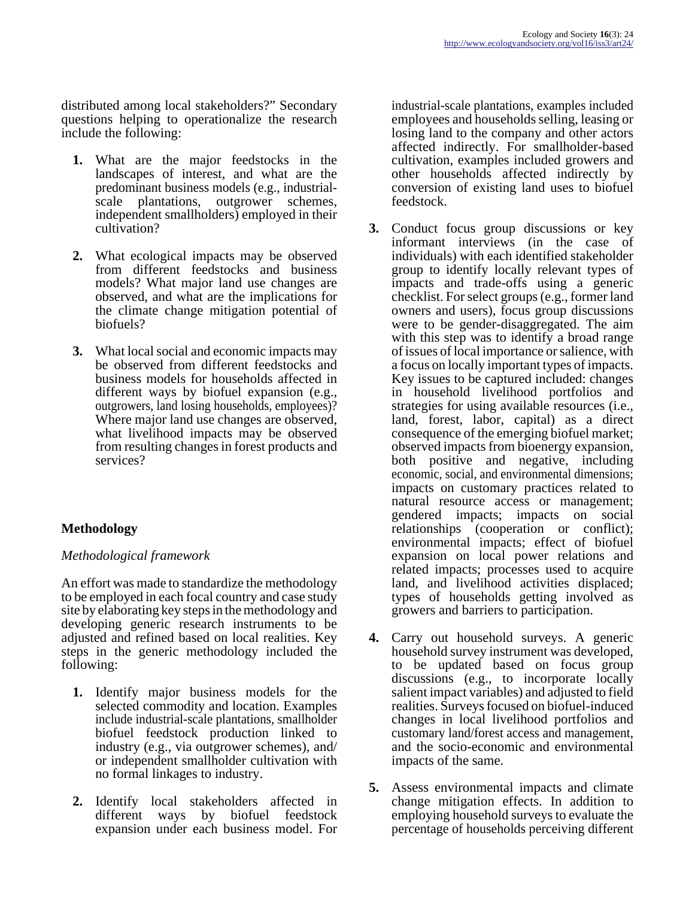distributed among local stakeholders?" Secondary questions helping to operationalize the research include the following:

1. What are the major feedstocks in the landscapes of interest, and what are the predominant business models (e.g., industrial-scale plantations, outgrower schemes, independent smallholders) employed in their cultivation?

2. What ecological impacts may be observed from different feedstocks and business models? What major land use changes are observed, and what are the implications for the climate change mitigation potential of biofuels?

3. What local social and economic impacts may be observed from different feedstocks and business models for households affected in different ways by biofuel expansion (e.g., outgrowers, land losing households, employees)? Where major land use changes are observed, what livelihood impacts may be observed from resulting changes in forest products and services?

## Methodology

### *Methodological framework*

An effort was made to standardize the methodology to be employed in each focal country and case study site by elaborating key steps in the methodology and developing generic research instruments to be adjusted and refined based on local realities. Key steps in the generic methodology included the following:

1. Identify major business models for the selected commodity and location. Examples include industrial-scale plantations, smallholder biofuel feedstock production linked to industry (e.g., via outgrower schemes), and/or independent smallholder cultivation with no formal linkages to industry.

2. Identify local stakeholders affected in different ways by biofuel feedstock expansion under each business model. For industrial-scale plantations, examples included employees and households selling, leasing or losing land to the company and other actors affected indirectly. For smallholder-based cultivation, examples included growers and other households affected indirectly by conversion of existing land uses to biofuel feedstock.

3. Conduct focus group discussions or key informant interviews (in the case of individuals) with each identified stakeholder group to identify locally relevant types of impacts and trade-offs using a generic checklist. For select groups (e.g., former land owners and users), focus group discussions were to be gender-disaggregated. The aim with this step was to identify a broad range of issues of local importance or salience, with a focus on locally important types of impacts. Key issues to be captured included: changes in household livelihood portfolios and strategies for using available resources (i.e., land, forest, labor, capital) as a direct consequence of the emerging biofuel market; observed impacts from bioenergy expansion, both positive and negative, including economic, social, and environmental dimensions; impacts on customary practices related to natural resource access or management; gendered impacts; impacts on social relationships (cooperation or conflict); environmental impacts; effect of biofuel expansion on local power relations and related impacts; processes used to acquire land, and livelihood activities displaced; types of households getting involved as growers and barriers to participation.

4. Carry out household surveys. A generic household survey instrument was developed, to be updated based on focus group discussions (e.g., to incorporate locally salient impact variables) and adjusted to field realities. Surveys focused on biofuel-induced changes in local livelihood portfolios and customary land/forest access and management, and the socio-economic and environmental impacts of the same.

5. Assess environmental impacts and climate change mitigation effects. In addition to employing household surveys to evaluate the percentage of households perceiving different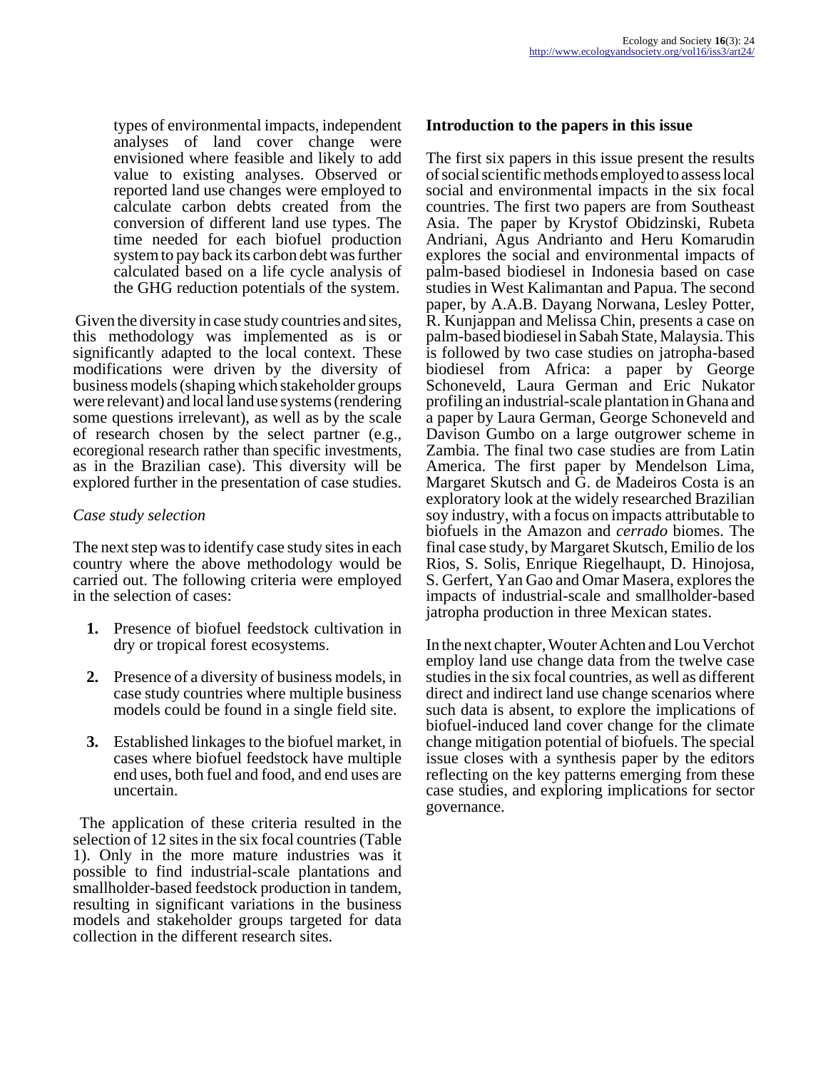types of environmental impacts, independent analyses of land cover change were envisioned where feasible and likely to add value to existing analyses. Observed or reported land use changes were employed to calculate carbon debts created from the conversion of different land use types. The time needed for each biofuel production system to pay back its carbon debt was further calculated based on a life cycle analysis of the GHG reduction potentials of the system.

Given the diversity in case study countries and sites, this methodology was implemented as is or significantly adapted to the local context. These modifications were driven by the diversity of business models (shaping which stakeholder groups were relevant) and local land use systems (rendering some questions irrelevant), as well as by the scale of research chosen by the select partner (e.g., ecoregional research rather than specific investments, as in the Brazilian case). This diversity will be explored further in the presentation of case studies.

*Case study selection*

The next step was to identify case study sites in each country where the above methodology would be carried out. The following criteria were employed in the selection of cases:

1. Presence of biofuel feedstock cultivation in dry or tropical forest ecosystems.
2. Presence of a diversity of business models, in case study countries where multiple business models could be found in a single field site.
3. Established linkages to the biofuel market, in cases where biofuel feedstock have multiple end uses, both fuel and food, and end uses are uncertain.

The application of these criteria resulted in the selection of 12 sites in the six focal countries (Table 1). Only in the more mature industries was it possible to find industrial-scale plantations and smallholder-based feedstock production in tandem, resulting in significant variations in the business models and stakeholder groups targeted for data collection in the different research sites.

## Introduction to the papers in this issue

The first six papers in this issue present the results of social scientific methods employed to assess local social and environmental impacts in the six focal countries. The first two papers are from Southeast Asia. The paper by Krystof Obidzinski, Rubeta Andriani, Agus Andrianto and Heru Komarudin explores the social and environmental impacts of palm-based biodiesel in Indonesia based on case studies in West Kalimantan and Papua. The second paper, by A.A.B. Dayang Norwana, Lesley Potter, R. Kunjappan and Melissa Chin, presents a case on palm-based biodiesel in Sabah State, Malaysia. This is followed by two case studies on jatropha-based biodiesel from Africa: a paper by George Schoneveld, Laura German and Eric Nukator profiling an industrial-scale plantation in Ghana and a paper by Laura German, George Schoneveld and Davison Gumbo on a large outgrower scheme in Zambia. The final two case studies are from Latin America. The first paper by Mendelson Lima, Margaret Skutsch and G. de Madeiros Costa is an exploratory look at the widely researched Brazilian soy industry, with a focus on impacts attributable to biofuels in the Amazon and *cerrado* biomes. The final case study, by Margaret Skutsch, Emilio de los Rios, S. Solis, Enrique Riegelhaupt, D. Hinojosa, S. Gerfert, Yan Gao and Omar Masera, explores the impacts of industrial-scale and smallholder-based jatropha production in three Mexican states.

In the next chapter, Wouter Achten and Lou Verchot employ land use change data from the twelve case studies in the six focal countries, as well as different direct and indirect land use change scenarios where such data is absent, to explore the implications of biofuel-induced land cover change for the climate change mitigation potential of biofuels. The special issue closes with a synthesis paper by the editors reflecting on the key patterns emerging from these case studies, and exploring implications for sector governance.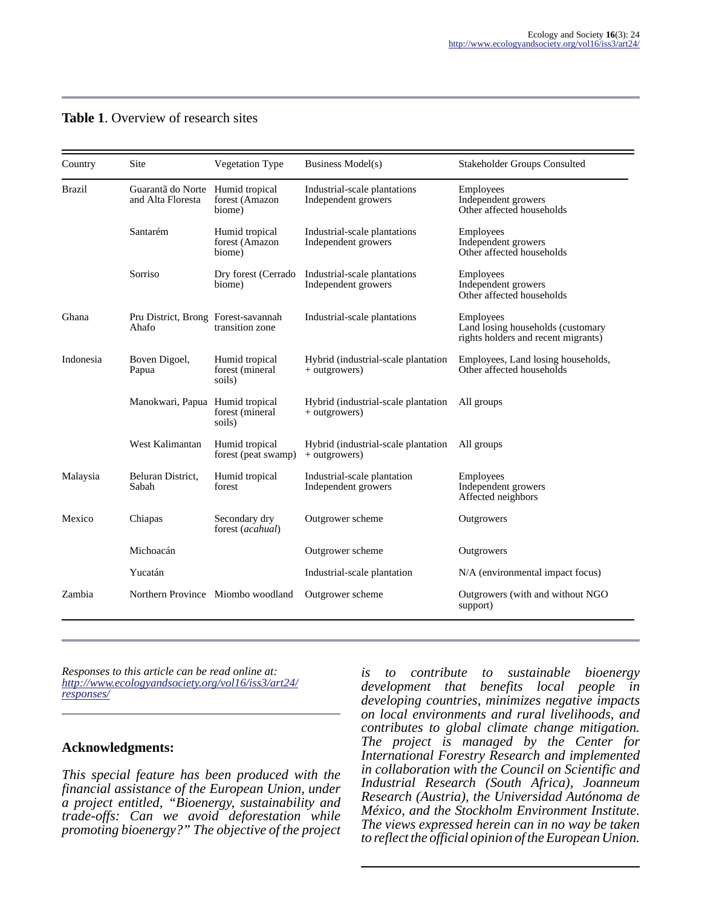**Table 1**. Overview of research sites

| Country | Site | Vegetation Type | Business Model(s) | Stakeholder Groups Consulted |
|---|---|---|---|---|
| Brazil | Guarantã do Norte and Alta Floresta | Humid tropical forest (Amazon biome) | Industrial-scale plantations<br>Independent growers | Employees<br>Independent growers<br>Other affected households |
| | Santarém | Humid tropical forest (Amazon biome) | Industrial-scale plantations<br>Independent growers | Employees<br>Independent growers<br>Other affected households |
| | Sorriso | Dry forest (Cerrado biome) | Industrial-scale plantations<br>Independent growers | Employees<br>Independent growers<br>Other affected households |
| Ghana | Pru District, Brong Ahafo | Forest-savannah transition zone | Industrial-scale plantations | Employees<br>Land losing households (customary rights holders and recent migrants) |
| Indonesia | Boven Digoel, Papua | Humid tropical forest (mineral soils) | Hybrid (industrial-scale plantation + outgrowers) | Employees, Land losing households, Other affected households |
| | Manokwari, Papua | Humid tropical forest (mineral soils) | Hybrid (industrial-scale plantation + outgrowers) | All groups |
| | West Kalimantan | Humid tropical forest (peat swamp) | Hybrid (industrial-scale plantation + outgrowers) | All groups |
| Malaysia | Beluran District, Sabah | Humid tropical forest | Industrial-scale plantation<br>Independent growers | Employees<br>Independent growers<br>Affected neighbors |
| Mexico | Chiapas | Secondary dry forest (*acahual*) | Outgrower scheme | Outgrowers |
| | Michoacán | | Outgrower scheme | Outgrowers |
| | Yucatán | | Industrial-scale plantation | N/A (environmental impact focus) |
| Zambia | Northern Province | Miombo woodland | Outgrower scheme | Outgrowers (with and without NGO support) |

*Responses to this article can be read online at:* *http://www.ecologyandsociety.org/vol16/iss3/art24/responses/*

## Acknowledgments:

*This special feature has been produced with the financial assistance of the European Union, under a project entitled, "Bioenergy, sustainability and trade-offs: Can we avoid deforestation while promoting bioenergy?" The objective of the project is to contribute to sustainable bioenergy development that benefits local people in developing countries, minimizes negative impacts on local environments and rural livelihoods, and contributes to global climate change mitigation. The project is managed by the Center for International Forestry Research and implemented in collaboration with the Council on Scientific and Industrial Research (South Africa), Joanneum Research (Austria), the Universidad Autónoma de México, and the Stockholm Environment Institute. The views expressed herein can in no way be taken to reflect the official opinion of the European Union.*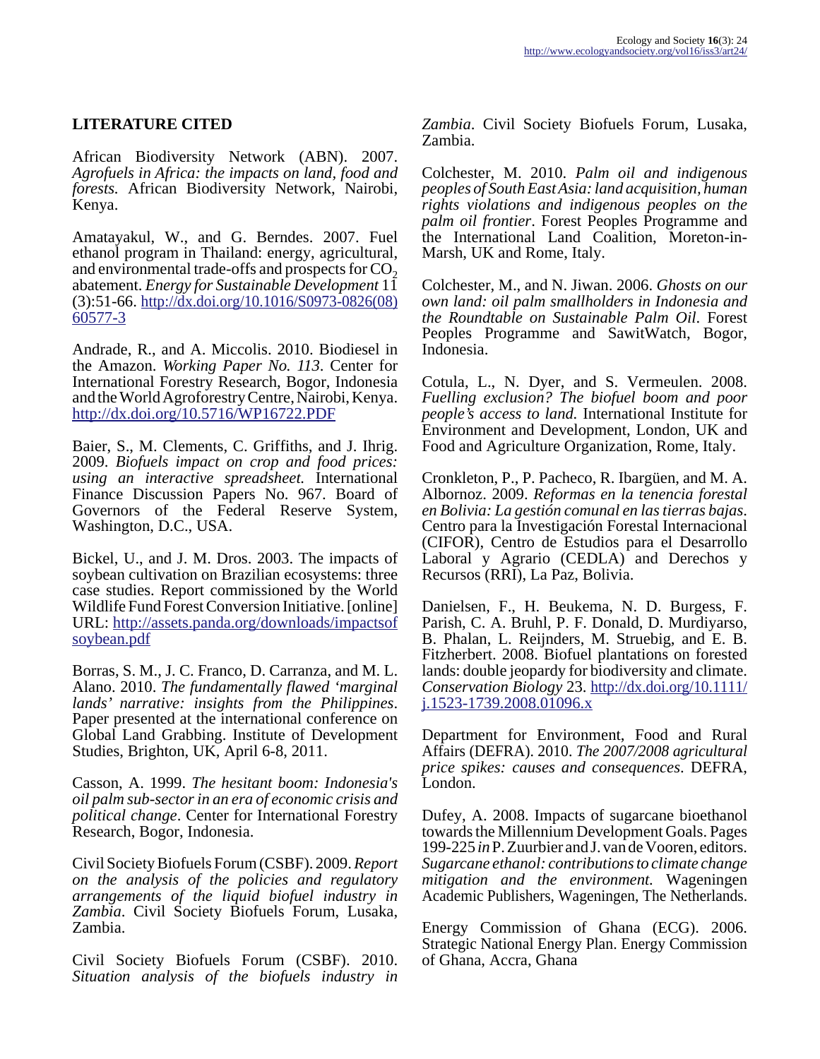## LITERATURE CITED

African Biodiversity Network (ABN). 2007. *Agrofuels in Africa: the impacts on land, food and forests.* African Biodiversity Network, Nairobi, Kenya.

Amatayakul, W., and G. Berndes. 2007. Fuel ethanol program in Thailand: energy, agricultural, and environmental trade-offs and prospects for $CO_2$ abatement. *Energy for Sustainable Development* 11 (3):51-66. http://dx.doi.org/10.1016/S0973-0826(08)60577-3

Andrade, R., and A. Miccolis. 2010. Biodiesel in the Amazon. *Working Paper No. 113*. Center for International Forestry Research, Bogor, Indonesia and the World Agroforestry Centre, Nairobi, Kenya. http://dx.doi.org/10.5716/WP16722.PDF

Baier, S., M. Clements, C. Griffiths, and J. Ihrig. 2009. *Biofuels impact on crop and food prices: using an interactive spreadsheet.* International Finance Discussion Papers No. 967. Board of Governors of the Federal Reserve System, Washington, D.C., USA.

Bickel, U., and J. M. Dros. 2003. The impacts of soybean cultivation on Brazilian ecosystems: three case studies. Report commissioned by the World Wildlife Fund Forest Conversion Initiative. [online] URL: http://assets.panda.org/downloads/impactsofsoybean.pdf

Borras, S. M., J. C. Franco, D. Carranza, and M. L. Alano. 2010. *The fundamentally flawed 'marginal lands' narrative: insights from the Philippines*. Paper presented at the international conference on Global Land Grabbing. Institute of Development Studies, Brighton, UK, April 6-8, 2011.

Casson, A. 1999. *The hesitant boom: Indonesia's oil palm sub-sector in an era of economic crisis and political change*. Center for International Forestry Research, Bogor, Indonesia.

Civil Society Biofuels Forum (CSBF). 2009. *Report on the analysis of the policies and regulatory arrangements of the liquid biofuel industry in Zambia*. Civil Society Biofuels Forum, Lusaka, Zambia.

Civil Society Biofuels Forum (CSBF). 2010. *Situation analysis of the biofuels industry in Zambia*. Civil Society Biofuels Forum, Lusaka, Zambia.

Colchester, M. 2010. *Palm oil and indigenous peoples of South East Asia: land acquisition, human rights violations and indigenous peoples on the palm oil frontier*. Forest Peoples Programme and the International Land Coalition, Moreton-in-Marsh, UK and Rome, Italy.

Colchester, M., and N. Jiwan. 2006. *Ghosts on our own land: oil palm smallholders in Indonesia and the Roundtable on Sustainable Palm Oil*. Forest Peoples Programme and SawitWatch, Bogor, Indonesia.

Cotula, L., N. Dyer, and S. Vermeulen. 2008. *Fuelling exclusion? The biofuel boom and poor people's access to land.* International Institute for Environment and Development, London, UK and Food and Agriculture Organization, Rome, Italy.

Cronkleton, P., P. Pacheco, R. Ibargüen, and M. A. Albornoz. 2009. *Reformas en la tenencia forestal en Bolivia: La gestión comunal en las tierras bajas*. Centro para la Investigación Forestal Internacional (CIFOR), Centro de Estudios para el Desarrollo Laboral y Agrario (CEDLA) and Derechos y Recursos (RRI), La Paz, Bolivia.

Danielsen, F., H. Beukema, N. D. Burgess, F. Parish, C. A. Bruhl, P. F. Donald, D. Murdiyarso, B. Phalan, L. Reijnders, M. Struebig, and E. B. Fitzherbert. 2008. Biofuel plantations on forested lands: double jeopardy for biodiversity and climate. *Conservation Biology* 23. http://dx.doi.org/10.1111/j.1523-1739.2008.01096.x

Department for Environment, Food and Rural Affairs (DEFRA). 2010. *The 2007/2008 agricultural price spikes: causes and consequences*. DEFRA, London.

Dufey, A. 2008. Impacts of sugarcane bioethanol towards the Millennium Development Goals. Pages 199-225 *in* P. Zuurbier and J. van de Vooren, editors. *Sugarcane ethanol: contributions to climate change mitigation and the environment.* Wageningen Academic Publishers, Wageningen, The Netherlands.

Energy Commission of Ghana (ECG). 2006. Strategic National Energy Plan. Energy Commission of Ghana, Accra, Ghana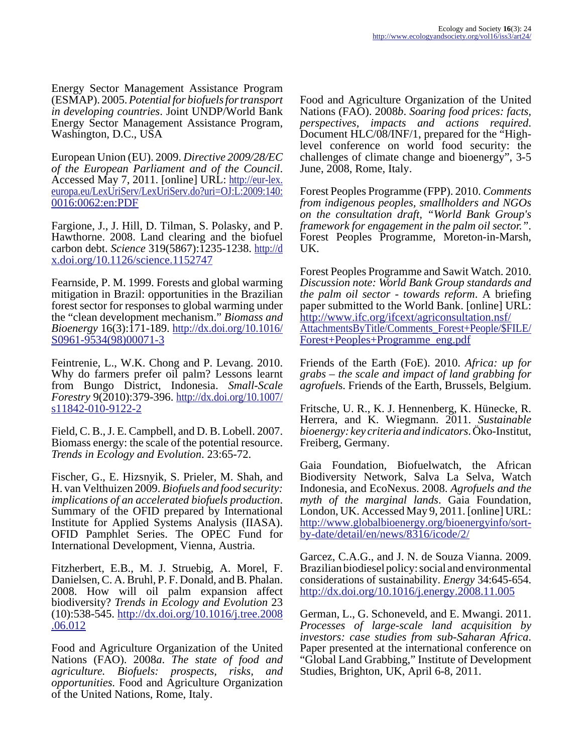Energy Sector Management Assistance Program (ESMAP). 2005. *Potential for biofuels for transport in developing countries*. Joint UNDP/World Bank Energy Sector Management Assistance Program, Washington, D.C., USA

European Union (EU). 2009. *Directive 2009/28/EC of the European Parliament and of the Council*. Accessed May 7, 2011. [online] URL: http://eur-lex.europa.eu/LexUriServ/LexUriServ.do?uri=OJ:L:2009:140:0016:0062:en:PDF

Fargione, J., J. Hill, D. Tilman, S. Polasky, and P. Hawthorne. 2008. Land clearing and the biofuel carbon debt. *Science* 319(5867):1235-1238. http://dx.doi.org/10.1126/science.1152747

Fearnside, P. M. 1999. Forests and global warming mitigation in Brazil: opportunities in the Brazilian forest sector for responses to global warming under the "clean development mechanism." *Biomass and Bioenergy* 16(3):171-189. http://dx.doi.org/10.1016/S0961-9534(98)00071-3

Feintrenie, L., W.K. Chong and P. Levang. 2010. Why do farmers prefer oil palm? Lessons learnt from Bungo District, Indonesia. *Small-Scale Forestry* 9(2010):379-396. http://dx.doi.org/10.1007/s11842-010-9122-2

Field, C. B., J. E. Campbell, and D. B. Lobell. 2007. Biomass energy: the scale of the potential resource. *Trends in Ecology and Evolution*. 23:65-72.

Fischer, G., E. Hizsnyik, S. Prieler, M. Shah, and H. van Velthuizen 2009. *Biofuels and food security: implications of an accelerated biofuels production*. Summary of the OFID prepared by International Institute for Applied Systems Analysis (IIASA). OFID Pamphlet Series. The OPEC Fund for International Development, Vienna, Austria.

Fitzherbert, E.B., M. J. Struebig, A. Morel, F. Danielsen, C. A. Bruhl, P. F. Donald, and B. Phalan. 2008. How will oil palm expansion affect biodiversity? *Trends in Ecology and Evolution* 23 (10):538-545. http://dx.doi.org/10.1016/j.tree.2008.06.012

Food and Agriculture Organization of the United Nations (FAO). 2008*a*. *The state of food and agriculture. Biofuels: prospects, risks, and opportunities.* Food and Agriculture Organization of the United Nations, Rome, Italy.

Food and Agriculture Organization of the United Nations (FAO). 2008*b*. *Soaring food prices: facts, perspectives, impacts and actions required*. Document HLC/08/INF/1, prepared for the "High-level conference on world food security: the challenges of climate change and bioenergy", 3-5 June, 2008, Rome, Italy.

Forest Peoples Programme (FPP). 2010. *Comments from indigenous peoples, smallholders and NGOs on the consultation draft, "World Bank Group's framework for engagement in the palm oil sector."*. Forest Peoples Programme, Moreton-in-Marsh, UK.

Forest Peoples Programme and Sawit Watch. 2010. *Discussion note: World Bank Group standards and the palm oil sector - towards reform*. A briefing paper submitted to the World Bank. [online] URL: http://www.ifc.org/ifcext/agriconsultation.nsf/AttachmentsByTitle/Comments_Forest+People/$FILE/Forest+Peoples+Programme_eng.pdf

Friends of the Earth (FoE). 2010. *Africa: up for grabs – the scale and impact of land grabbing for agrofuels*. Friends of the Earth, Brussels, Belgium.

Fritsche, U. R., K. J. Hennenberg, K. Hünecke, R. Herrera, and K. Wiegmann. 2011. *Sustainable bioenergy: key criteria and indicators*. Öko-Institut, Freiberg, Germany.

Gaia Foundation, Biofuelwatch, the African Biodiversity Network, Salva La Selva, Watch Indonesia, and EcoNexus. 2008. *Agrofuels and the myth of the marginal lands*. Gaia Foundation, London, UK. Accessed May 9, 2011. [online] URL: http://www.globalbioenergy.org/bioenergyinfo/sort-by-date/detail/en/news/8316/icode/2/

Garcez, C.A.G., and J. N. de Souza Vianna. 2009. Brazilian biodiesel policy: social and environmental considerations of sustainability. *Energy* 34:645-654. http://dx.doi.org/10.1016/j.energy.2008.11.005

German, L., G. Schoneveld, and E. Mwangi. 2011. *Processes of large-scale land acquisition by investors: case studies from sub-Saharan Africa*. Paper presented at the international conference on "Global Land Grabbing," Institute of Development Studies, Brighton, UK, April 6-8, 2011.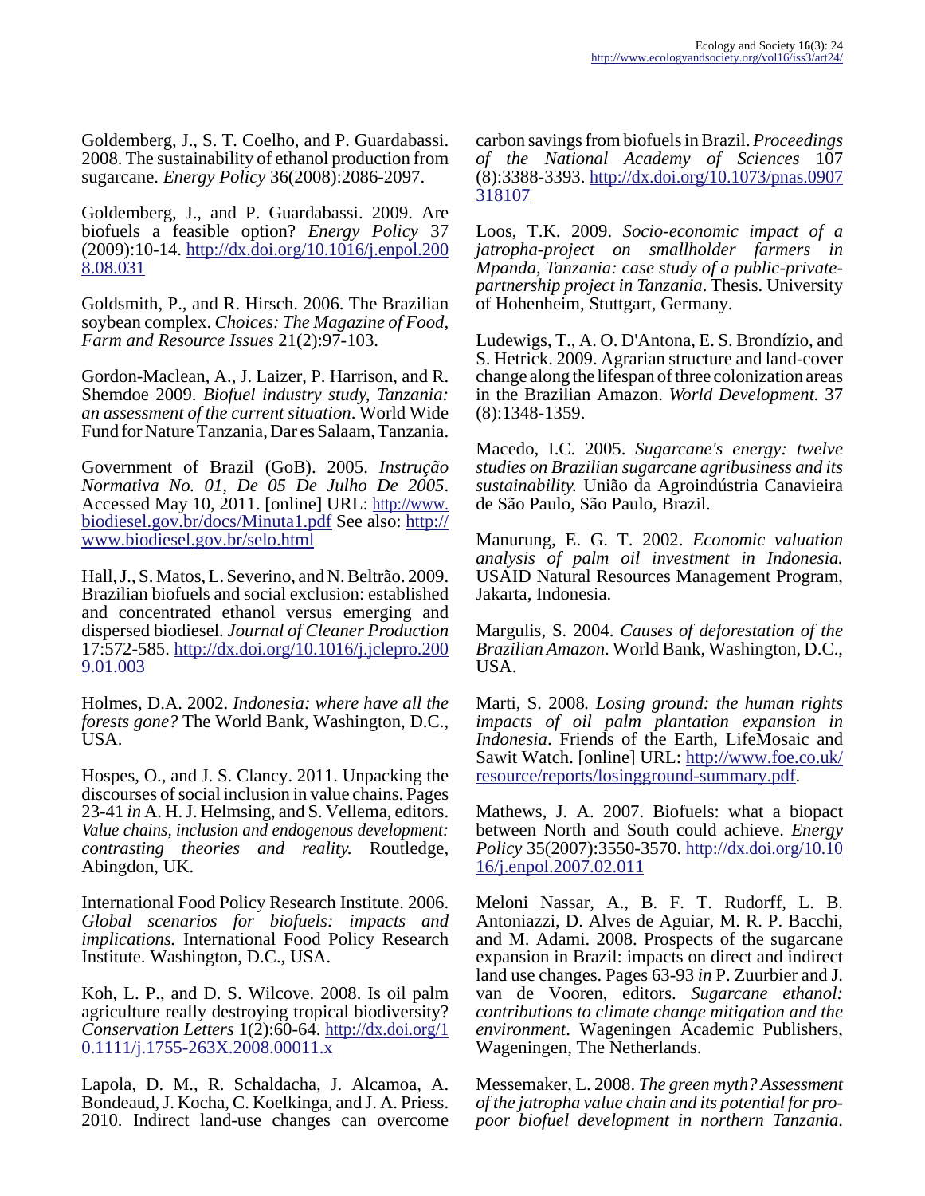Goldemberg, J., S. T. Coelho, and P. Guardabassi. 2008. The sustainability of ethanol production from sugarcane. *Energy Policy* 36(2008):2086-2097.

Goldemberg, J., and P. Guardabassi. 2009. Are biofuels a feasible option? *Energy Policy* 37 (2009):10-14. http://dx.doi.org/10.1016/j.enpol.2008.08.031

Goldsmith, P., and R. Hirsch. 2006. The Brazilian soybean complex. *Choices: The Magazine of Food, Farm and Resource Issues* 21(2):97-103.

Gordon-Maclean, A., J. Laizer, P. Harrison, and R. Shemdoe 2009. *Biofuel industry study, Tanzania: an assessment of the current situation*. World Wide Fund for Nature Tanzania, Dar es Salaam, Tanzania.

Government of Brazil (GoB). 2005. *Instrução Normativa No. 01, De 05 De Julho De 2005*. Accessed May 10, 2011. [online] URL: http://www.biodiesel.gov.br/docs/Minuta1.pdf See also: http://www.biodiesel.gov.br/selo.html

Hall, J., S. Matos, L. Severino, and N. Beltrão. 2009. Brazilian biofuels and social exclusion: established and concentrated ethanol versus emerging and dispersed biodiesel. *Journal of Cleaner Production* 17:572-585. http://dx.doi.org/10.1016/j.jclepro.2009.01.003

Holmes, D.A. 2002. *Indonesia: where have all the forests gone?* The World Bank, Washington, D.C., USA.

Hospes, O., and J. S. Clancy. 2011. Unpacking the discourses of social inclusion in value chains. Pages 23-41 *in* A. H. J. Helmsing, and S. Vellema, editors. *Value chains, inclusion and endogenous development: contrasting theories and reality.* Routledge, Abingdon, UK.

International Food Policy Research Institute. 2006. *Global scenarios for biofuels: impacts and implications.* International Food Policy Research Institute. Washington, D.C., USA.

Koh, L. P., and D. S. Wilcove. 2008. Is oil palm agriculture really destroying tropical biodiversity? *Conservation Letters* 1(2):60-64. http://dx.doi.org/10.1111/j.1755-263X.2008.00011.x

Lapola, D. M., R. Schaldacha, J. Alcamoa, A. Bondeaud, J. Kocha, C. Koelkinga, and J. A. Priess. 2010. Indirect land-use changes can overcome carbon savings from biofuels in Brazil. *Proceedings of the National Academy of Sciences* 107 (8):3388-3393. http://dx.doi.org/10.1073/pnas.0907318107

Loos, T.K. 2009. *Socio-economic impact of a jatropha-project on smallholder farmers in Mpanda, Tanzania: case study of a public-private-partnership project in Tanzania*. Thesis. University of Hohenheim, Stuttgart, Germany.

Ludewigs, T., A. O. D'Antona, E. S. Brondízio, and S. Hetrick. 2009. Agrarian structure and land-cover change along the lifespan of three colonization areas in the Brazilian Amazon. *World Development.* 37 (8):1348-1359.

Macedo, I.C. 2005. *Sugarcane's energy: twelve studies on Brazilian sugarcane agribusiness and its sustainability.* União da Agroindústria Canavieira de São Paulo, São Paulo, Brazil.

Manurung, E. G. T. 2002. *Economic valuation analysis of palm oil investment in Indonesia.* USAID Natural Resources Management Program, Jakarta, Indonesia.

Margulis, S. 2004. *Causes of deforestation of the Brazilian Amazon*. World Bank, Washington, D.C., USA.

Marti, S. 2008. *Losing ground: the human rights impacts of oil palm plantation expansion in Indonesia*. Friends of the Earth, LifeMosaic and Sawit Watch. [online] URL: http://www.foe.co.uk/resource/reports/losingground-summary.pdf.

Mathews, J. A. 2007. Biofuels: what a biopact between North and South could achieve. *Energy Policy* 35(2007):3550-3570. http://dx.doi.org/10.1016/j.enpol.2007.02.011

Meloni Nassar, A., B. F. T. Rudorff, L. B. Antoniazzi, D. Alves de Aguiar, M. R. P. Bacchi, and M. Adami. 2008. Prospects of the sugarcane expansion in Brazil: impacts on direct and indirect land use changes. Pages 63-93 *in* P. Zuurbier and J. van de Vooren, editors. *Sugarcane ethanol: contributions to climate change mitigation and the environment*. Wageningen Academic Publishers, Wageningen, The Netherlands.

Messemaker, L. 2008. *The green myth? Assessment of the jatropha value chain and its potential for pro-poor biofuel development in northern Tanzania*.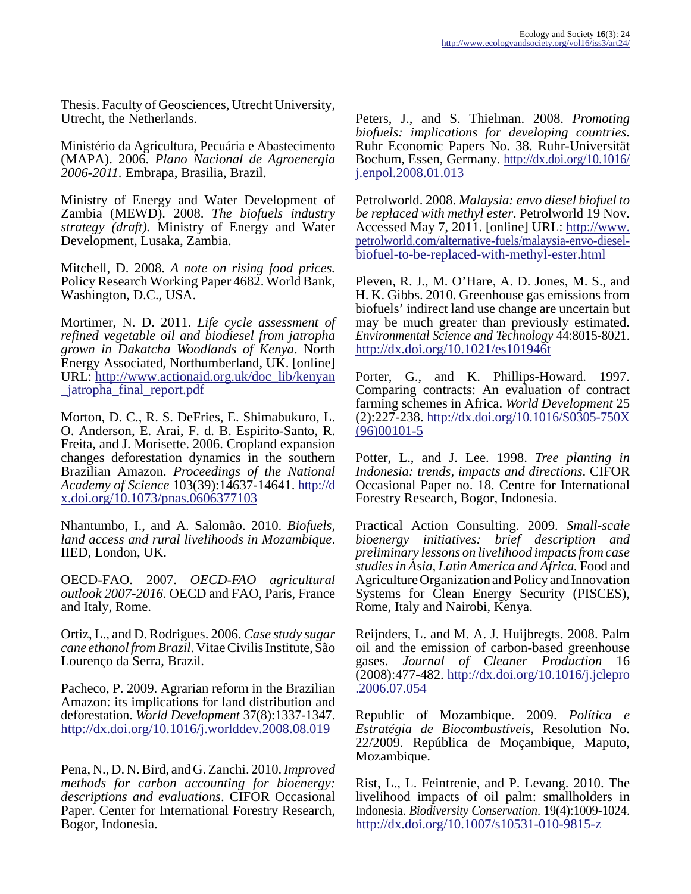Thesis. Faculty of Geosciences, Utrecht University, Utrecht, the Netherlands.

Ministério da Agricultura, Pecuária e Abastecimento (MAPA). 2006. *Plano Nacional de Agroenergia 2006-2011*. Embrapa, Brasilia, Brazil.

Ministry of Energy and Water Development of Zambia (MEWD). 2008. *The biofuels industry strategy (draft).* Ministry of Energy and Water Development, Lusaka, Zambia.

Mitchell, D. 2008. *A note on rising food prices*. Policy Research Working Paper 4682. World Bank, Washington, D.C., USA.

Mortimer, N. D. 2011. *Life cycle assessment of refined vegetable oil and biodiesel from jatropha grown in Dakatcha Woodlands of Kenya*. North Energy Associated, Northumberland, UK. [online] URL: http://www.actionaid.org.uk/doc_lib/kenyan_jatropha_final_report.pdf

Morton, D. C., R. S. DeFries, E. Shimabukuro, L. O. Anderson, E. Arai, F. d. B. Espirito-Santo, R. Freita, and J. Morisette. 2006. Cropland expansion changes deforestation dynamics in the southern Brazilian Amazon. *Proceedings of the National Academy of Science* 103(39):14637-14641. http://dx.doi.org/10.1073/pnas.0606377103

Nhantumbo, I., and A. Salomão. 2010. *Biofuels, land access and rural livelihoods in Mozambique*. IIED, London, UK.

OECD-FAO. 2007. *OECD-FAO agricultural outlook 2007-2016*. OECD and FAO, Paris, France and Italy, Rome.

Ortiz, L., and D. Rodrigues. 2006. *Case study sugar cane ethanol from Brazil*. Vitae Civilis Institute, São Lourenço da Serra, Brazil.

Pacheco, P. 2009. Agrarian reform in the Brazilian Amazon: its implications for land distribution and deforestation. *World Development* 37(8):1337-1347. http://dx.doi.org/10.1016/j.worlddev.2008.08.019

Pena, N., D. N. Bird, and G. Zanchi. 2010. *Improved methods for carbon accounting for bioenergy: descriptions and evaluations*. CIFOR Occasional Paper. Center for International Forestry Research, Bogor, Indonesia.

Peters, J., and S. Thielman. 2008. *Promoting biofuels: implications for developing countries*. Ruhr Economic Papers No. 38. Ruhr-Universität Bochum, Essen, Germany. http://dx.doi.org/10.1016/j.enpol.2008.01.013

Petrolworld. 2008. *Malaysia: envo diesel biofuel to be replaced with methyl ester*. Petrolworld 19 Nov. Accessed May 7, 2011. [online] URL: http://www.petrolworld.com/alternative-fuels/malaysia-envo-diesel-biofuel-to-be-replaced-with-methyl-ester.html

Pleven, R. J., M. O'Hare, A. D. Jones, M. S., and H. K. Gibbs. 2010. Greenhouse gas emissions from biofuels' indirect land use change are uncertain but may be much greater than previously estimated. *Environmental Science and Technology* 44:8015-8021. http://dx.doi.org/10.1021/es101946t

Porter, G., and K. Phillips-Howard. 1997. Comparing contracts: An evaluation of contract farming schemes in Africa. *World Development* 25 (2):227-238. http://dx.doi.org/10.1016/S0305-750X(96)00101-5

Potter, L., and J. Lee. 1998. *Tree planting in Indonesia: trends, impacts and directions*. CIFOR Occasional Paper no. 18. Centre for International Forestry Research, Bogor, Indonesia.

Practical Action Consulting. 2009. *Small-scale bioenergy initiatives: brief description and preliminary lessons on livelihood impacts from case studies in Asia, Latin America and Africa.* Food and Agriculture Organization and Policy and Innovation Systems for Clean Energy Security (PISCES), Rome, Italy and Nairobi, Kenya.

Reijnders, L. and M. A. J. Huijbregts. 2008. Palm oil and the emission of carbon-based greenhouse gases. *Journal of Cleaner Production* 16 (2008):477-482. http://dx.doi.org/10.1016/j.jclepro.2006.07.054

Republic of Mozambique. 2009. *Política e Estratégia de Biocombustíveis*, Resolution No. 22/2009. República de Moçambique, Maputo, Mozambique.

Rist, L., L. Feintrenie, and P. Levang. 2010. The livelihood impacts of oil palm: smallholders in Indonesia. *Biodiversity Conservation*. 19(4):1009-1024. http://dx.doi.org/10.1007/s10531-010-9815-z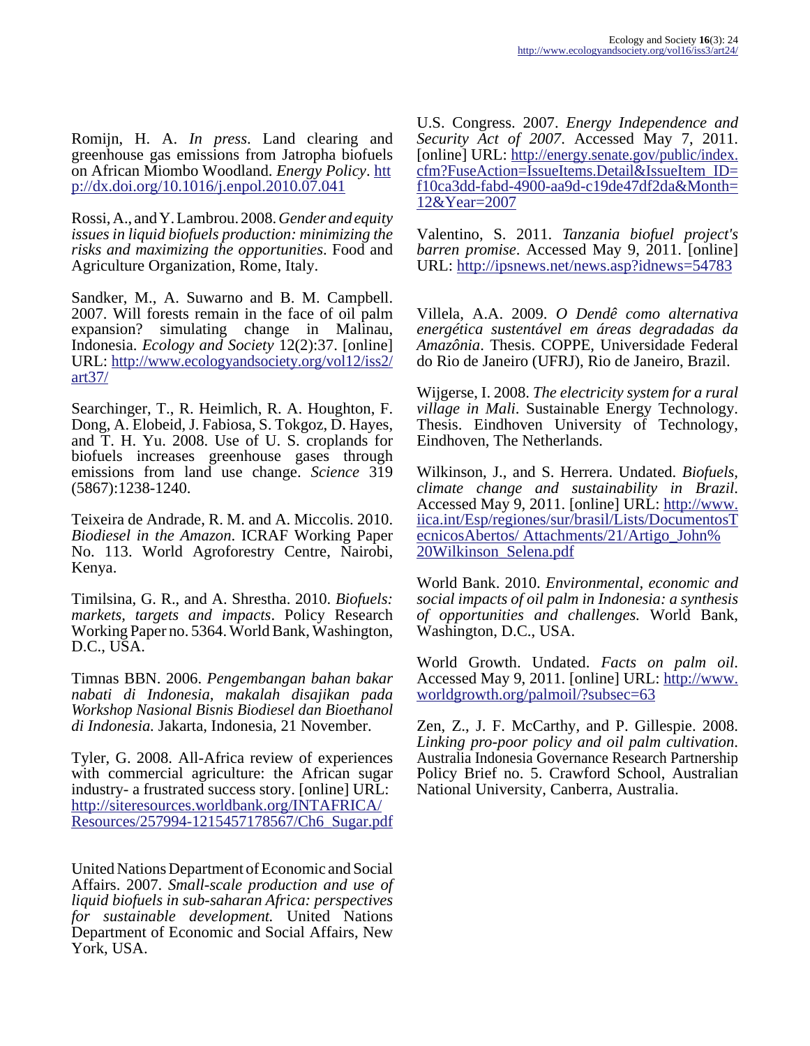Romijn, H. A. *In press*. Land clearing and greenhouse gas emissions from Jatropha biofuels on African Miombo Woodland. *Energy Policy*. http://dx.doi.org/10.1016/j.enpol.2010.07.041

Rossi, A., and Y. Lambrou. 2008. *Gender and equity issues in liquid biofuels production: minimizing the risks and maximizing the opportunities*. Food and Agriculture Organization, Rome, Italy.

Sandker, M., A. Suwarno and B. M. Campbell. 2007. Will forests remain in the face of oil palm expansion? simulating change in Malinau, Indonesia. *Ecology and Society* 12(2):37. [online] URL: http://www.ecologyandsociety.org/vol12/iss2/art37/

Searchinger, T., R. Heimlich, R. A. Houghton, F. Dong, A. Elobeid, J. Fabiosa, S. Tokgoz, D. Hayes, and T. H. Yu. 2008. Use of U. S. croplands for biofuels increases greenhouse gases through emissions from land use change. *Science* 319 (5867):1238-1240.

Teixeira de Andrade, R. M. and A. Miccolis. 2010. *Biodiesel in the Amazon*. ICRAF Working Paper No. 113. World Agroforestry Centre, Nairobi, Kenya.

Timilsina, G. R., and A. Shrestha. 2010. *Biofuels: markets, targets and impacts*. Policy Research Working Paper no. 5364. World Bank, Washington, D.C., USA.

Timnas BBN. 2006. *Pengembangan bahan bakar nabati di Indonesia, makalah disajikan pada Workshop Nasional Bisnis Biodiesel dan Bioethanol di Indonesia*. Jakarta, Indonesia, 21 November.

Tyler, G. 2008. All-Africa review of experiences with commercial agriculture: the African sugar industry- a frustrated success story. [online] URL: http://siteresources.worldbank.org/INTAFRICA/Resources/257994-1215457178567/Ch6_Sugar.pdf

United Nations Department of Economic and Social Affairs. 2007. *Small-scale production and use of liquid biofuels in sub-saharan Africa: perspectives for sustainable development.* United Nations Department of Economic and Social Affairs, New York, USA.

U.S. Congress. 2007. *Energy Independence and Security Act of 2007*. Accessed May 7, 2011. [online] URL: http://energy.senate.gov/public/index.cfm?FuseAction=IssueItems.Detail&IssueItem_ID=f10ca3dd-fabd-4900-aa9d-c19de47df2da&Month=12&Year=2007

Valentino, S. 2011. *Tanzania biofuel project's barren promise*. Accessed May 9, 2011. [online] URL: http://ipsnews.net/news.asp?idnews=54783

Villela, A.A. 2009. *O Dendê como alternativa energética sustentável em áreas degradadas da Amazônia*. Thesis. COPPE, Universidade Federal do Rio de Janeiro (UFRJ), Rio de Janeiro, Brazil.

Wijgerse, I. 2008. *The electricity system for a rural village in Mali*. Sustainable Energy Technology. Thesis. Eindhoven University of Technology, Eindhoven, The Netherlands.

Wilkinson, J., and S. Herrera. Undated. *Biofuels, climate change and sustainability in Brazil*. Accessed May 9, 2011. [online] URL: http://www.iica.int/Esp/regiones/sur/brasil/Lists/DocumentosTecnicosAbertos/ Attachments/21/Artigo_John%20Wilkinson_Selena.pdf

World Bank. 2010. *Environmental, economic and social impacts of oil palm in Indonesia: a synthesis of opportunities and challenges.* World Bank, Washington, D.C., USA.

World Growth. Undated. *Facts on palm oil*. Accessed May 9, 2011. [online] URL: http://www.worldgrowth.org/palmoil/?subsec=63

Zen, Z., J. F. McCarthy, and P. Gillespie. 2008. *Linking pro-poor policy and oil palm cultivation*. Australia Indonesia Governance Research Partnership Policy Brief no. 5. Crawford School, Australian National University, Canberra, Australia.